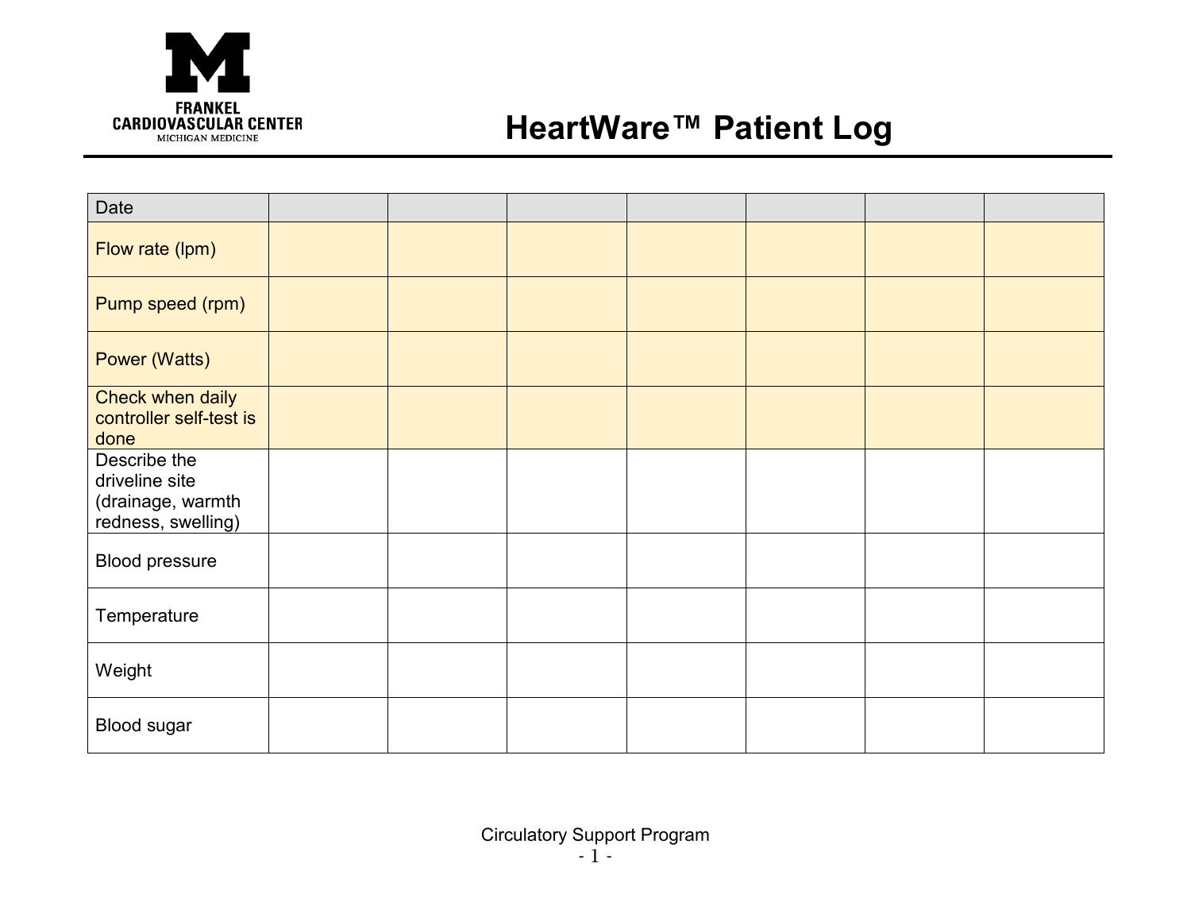FRANKEL
CARDIOVASCULAR CENTER
MICHIGAN MEDICINE

# HeartWare™ Patient Log

| Date | | | | | | | |
|---|---|---|---|---|---|---|---|
| Flow rate (lpm) | | | | | | | |
| Pump speed (rpm) | | | | | | | |
| Power (Watts) | | | | | | | |
| Check when daily controller self-test is done | | | | | | | |
| Describe the driveline site (drainage, warmth redness, swelling) | | | | | | | |
| Blood pressure | | | | | | | |
| Temperature | | | | | | | |
| Weight | | | | | | | |
| Blood sugar | | | | | | | |

Circulatory Support Program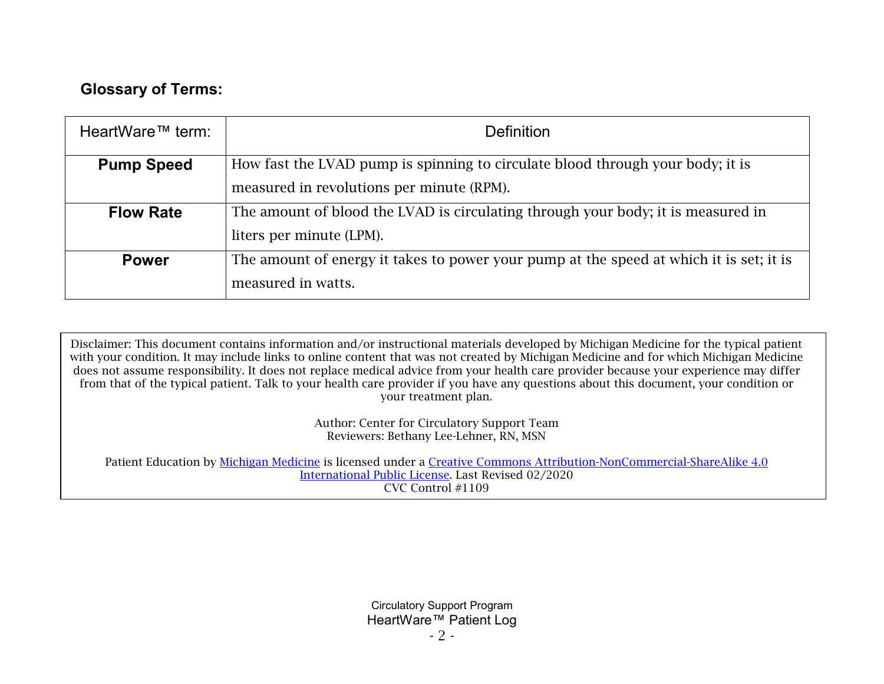**Glossary of Terms:**

| HeartWare™ term: | Definition |
|---|---|
| **Pump Speed** | How fast the LVAD pump is spinning to circulate blood through your body; it is measured in revolutions per minute (RPM). |
| **Flow Rate** | The amount of blood the LVAD is circulating through your body; it is measured in liters per minute (LPM). |
| **Power** | The amount of energy it takes to power your pump at the speed at which it is set; it is measured in watts. |

Disclaimer: This document contains information and/or instructional materials developed by Michigan Medicine for the typical patient with your condition. It may include links to online content that was not created by Michigan Medicine and for which Michigan Medicine does not assume responsibility. It does not replace medical advice from your health care provider because your experience may differ from that of the typical patient. Talk to your health care provider if you have any questions about this document, your condition or your treatment plan.

Author: Center for Circulatory Support Team
Reviewers: Bethany Lee-Lehner, RN, MSN

Patient Education by Michigan Medicine is licensed under a Creative Commons Attribution-NonCommercial-ShareAlike 4.0 International Public License. Last Revised 02/2020
CVC Control #1109